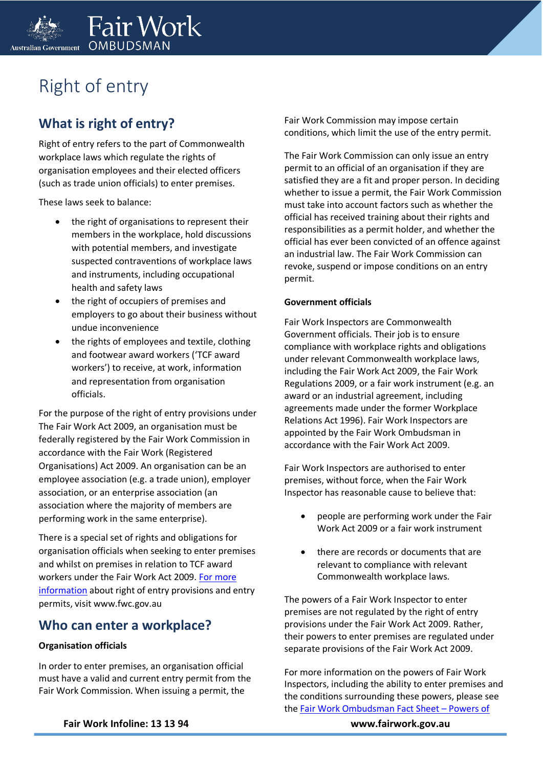# Right of entry

## What is right of entry?

Right of entry refers to the part of Commonwealth workplace laws which regulate the rights of organisation employees and their elected officers (such as trade union officials) to enter premises.

These laws seek to balance:

- the right of organisations to represent their members in the workplace, hold discussions with potential members, and investigate suspected contraventions of workplace laws and instruments, including occupational health and safety laws
- the right of occupiers of premises and employers to go about their business without undue inconvenience
- the rights of employees and textile, clothing and footwear award workers ('TCF award workers') to receive, at work, information and representation from organisation officials.

For the purpose of the right of entry provisions under The Fair Work Act 2009, an organisation must be federally registered by the Fair Work Commission in accordance with the Fair Work (Registered Organisations) Act 2009. An organisation can be an employee association (e.g. a trade union), employer association, or an enterprise association (an association where the majority of members are performing work in the same enterprise).

There is a special set of rights and obligations for organisation officials when seeking to enter premises and whilst on premises in relation to TCF award workers under the Fair Work Act 2009. For more information about right of entry provisions and entry permits, visit www.fwc.gov.au

## Who can enter a workplace?

**Organisation officials**

In order to enter premises, an organisation official must have a valid and current entry permit from the Fair Work Commission. When issuing a permit, the Fair Work Commission may impose certain conditions, which limit the use of the entry permit.

The Fair Work Commission can only issue an entry permit to an official of an organisation if they are satisfied they are a fit and proper person. In deciding whether to issue a permit, the Fair Work Commission must take into account factors such as whether the official has received training about their rights and responsibilities as a permit holder, and whether the official has ever been convicted of an offence against an industrial law. The Fair Work Commission can revoke, suspend or impose conditions on an entry permit.

**Government officials**

Fair Work Inspectors are Commonwealth Government officials. Their job is to ensure compliance with workplace rights and obligations under relevant Commonwealth workplace laws, including the Fair Work Act 2009, the Fair Work Regulations 2009, or a fair work instrument (e.g. an award or an industrial agreement, including agreements made under the former Workplace Relations Act 1996). Fair Work Inspectors are appointed by the Fair Work Ombudsman in accordance with the Fair Work Act 2009.

Fair Work Inspectors are authorised to enter premises, without force, when the Fair Work Inspector has reasonable cause to believe that:

- people are performing work under the Fair Work Act 2009 or a fair work instrument
- there are records or documents that are relevant to compliance with relevant Commonwealth workplace laws.

The powers of a Fair Work Inspector to enter premises are not regulated by the right of entry provisions under the Fair Work Act 2009. Rather, their powers to enter premises are regulated under separate provisions of the Fair Work Act 2009.

For more information on the powers of Fair Work Inspectors, including the ability to enter premises and the conditions surrounding these powers, please see the Fair Work Ombudsman Fact Sheet – Powers of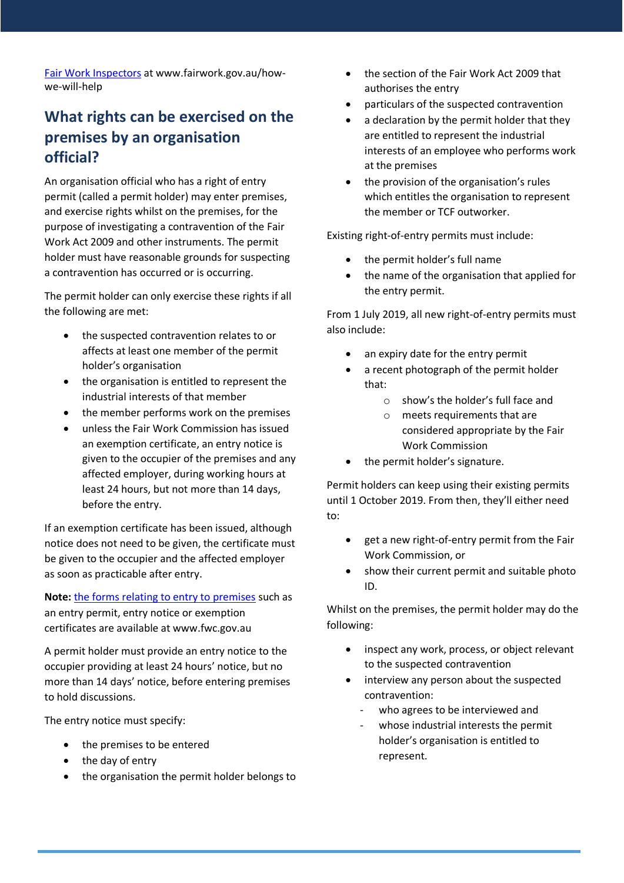[Fair Work Inspectors](www.fairwork.gov.au/how-we-will-help) at www.fairwork.gov.au/how-we-will-help

## What rights can be exercised on the premises by an organisation official?

An organisation official who has a right of entry permit (called a permit holder) may enter premises, and exercise rights whilst on the premises, for the purpose of investigating a contravention of the Fair Work Act 2009 and other instruments. The permit holder must have reasonable grounds for suspecting a contravention has occurred or is occurring.

The permit holder can only exercise these rights if all the following are met:

- the suspected contravention relates to or affects at least one member of the permit holder's organisation
- the organisation is entitled to represent the industrial interests of that member
- the member performs work on the premises
- unless the Fair Work Commission has issued an exemption certificate, an entry notice is given to the occupier of the premises and any affected employer, during working hours at least 24 hours, but not more than 14 days, before the entry.

If an exemption certificate has been issued, although notice does not need to be given, the certificate must be given to the occupier and the affected employer as soon as practicable after entry.

**Note:** the forms relating to entry to premises such as an entry permit, entry notice or exemption certificates are available at www.fwc.gov.au

A permit holder must provide an entry notice to the occupier providing at least 24 hours' notice, but no more than 14 days' notice, before entering premises to hold discussions.

The entry notice must specify:

- the premises to be entered
- the day of entry
- the organisation the permit holder belongs to
- the section of the Fair Work Act 2009 that authorises the entry
- particulars of the suspected contravention
- a declaration by the permit holder that they are entitled to represent the industrial interests of an employee who performs work at the premises
- the provision of the organisation's rules which entitles the organisation to represent the member or TCF outworker.

Existing right-of-entry permits must include:

- the permit holder's full name
- the name of the organisation that applied for the entry permit.

From 1 July 2019, all new right-of-entry permits must also include:

- an expiry date for the entry permit
- a recent photograph of the permit holder that:
  - show's the holder's full face and
  - meets requirements that are considered appropriate by the Fair Work Commission
- the permit holder's signature.

Permit holders can keep using their existing permits until 1 October 2019. From then, they'll either need to:

- get a new right-of-entry permit from the Fair Work Commission, or
- show their current permit and suitable photo ID.

Whilst on the premises, the permit holder may do the following:

- inspect any work, process, or object relevant to the suspected contravention
- interview any person about the suspected contravention:
  - who agrees to be interviewed and
  - whose industrial interests the permit holder's organisation is entitled to represent.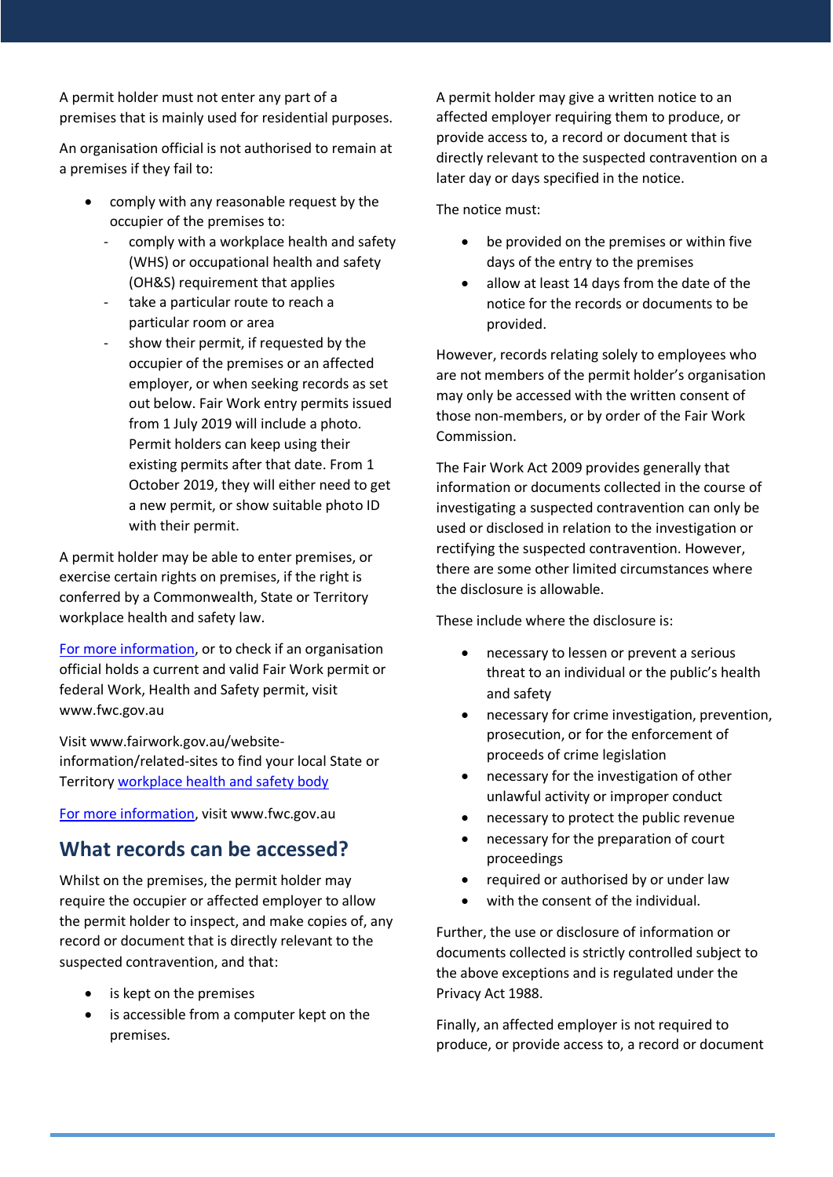A permit holder must not enter any part of a premises that is mainly used for residential purposes.

An organisation official is not authorised to remain at a premises if they fail to:

- comply with any reasonable request by the occupier of the premises to:
  - comply with a workplace health and safety (WHS) or occupational health and safety (OH&S) requirement that applies
  - take a particular route to reach a particular room or area
  - show their permit, if requested by the occupier of the premises or an affected employer, or when seeking records as set out below. Fair Work entry permits issued from 1 July 2019 will include a photo. Permit holders can keep using their existing permits after that date. From 1 October 2019, they will either need to get a new permit, or show suitable photo ID with their permit.

A permit holder may be able to enter premises, or exercise certain rights on premises, if the right is conferred by a Commonwealth, State or Territory workplace health and safety law.

For more information, or to check if an organisation official holds a current and valid Fair Work permit or federal Work, Health and Safety permit, visit www.fwc.gov.au

Visit www.fairwork.gov.au/website-information/related-sites to find your local State or Territory workplace health and safety body

For more information, visit www.fwc.gov.au

## What records can be accessed?

Whilst on the premises, the permit holder may require the occupier or affected employer to allow the permit holder to inspect, and make copies of, any record or document that is directly relevant to the suspected contravention, and that:

- is kept on the premises
- is accessible from a computer kept on the premises.

A permit holder may give a written notice to an affected employer requiring them to produce, or provide access to, a record or document that is directly relevant to the suspected contravention on a later day or days specified in the notice.

The notice must:

- be provided on the premises or within five days of the entry to the premises
- allow at least 14 days from the date of the notice for the records or documents to be provided.

However, records relating solely to employees who are not members of the permit holder's organisation may only be accessed with the written consent of those non-members, or by order of the Fair Work Commission.

The Fair Work Act 2009 provides generally that information or documents collected in the course of investigating a suspected contravention can only be used or disclosed in relation to the investigation or rectifying the suspected contravention. However, there are some other limited circumstances where the disclosure is allowable.

These include where the disclosure is:

- necessary to lessen or prevent a serious threat to an individual or the public's health and safety
- necessary for crime investigation, prevention, prosecution, or for the enforcement of proceeds of crime legislation
- necessary for the investigation of other unlawful activity or improper conduct
- necessary to protect the public revenue
- necessary for the preparation of court proceedings
- required or authorised by or under law
- with the consent of the individual.

Further, the use or disclosure of information or documents collected is strictly controlled subject to the above exceptions and is regulated under the Privacy Act 1988.

Finally, an affected employer is not required to produce, or provide access to, a record or document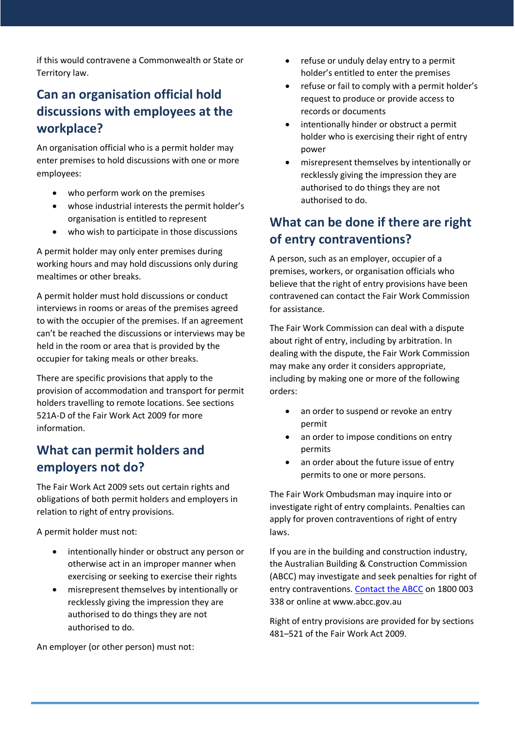if this would contravene a Commonwealth or State or Territory law.

## Can an organisation official hold discussions with employees at the workplace?

An organisation official who is a permit holder may enter premises to hold discussions with one or more employees:

- who perform work on the premises
- whose industrial interests the permit holder's organisation is entitled to represent
- who wish to participate in those discussions

A permit holder may only enter premises during working hours and may hold discussions only during mealtimes or other breaks.

A permit holder must hold discussions or conduct interviews in rooms or areas of the premises agreed to with the occupier of the premises. If an agreement can't be reached the discussions or interviews may be held in the room or area that is provided by the occupier for taking meals or other breaks.

There are specific provisions that apply to the provision of accommodation and transport for permit holders travelling to remote locations. See sections 521A-D of the Fair Work Act 2009 for more information.

## What can permit holders and employers not do?

The Fair Work Act 2009 sets out certain rights and obligations of both permit holders and employers in relation to right of entry provisions.

A permit holder must not:

- intentionally hinder or obstruct any person or otherwise act in an improper manner when exercising or seeking to exercise their rights
- misrepresent themselves by intentionally or recklessly giving the impression they are authorised to do things they are not authorised to do.

An employer (or other person) must not:

- refuse or unduly delay entry to a permit holder's entitled to enter the premises
- refuse or fail to comply with a permit holder's request to produce or provide access to records or documents
- intentionally hinder or obstruct a permit holder who is exercising their right of entry power
- misrepresent themselves by intentionally or recklessly giving the impression they are authorised to do things they are not authorised to do.

## What can be done if there are right of entry contraventions?

A person, such as an employer, occupier of a premises, workers, or organisation officials who believe that the right of entry provisions have been contravened can contact the Fair Work Commission for assistance.

The Fair Work Commission can deal with a dispute about right of entry, including by arbitration. In dealing with the dispute, the Fair Work Commission may make any order it considers appropriate, including by making one or more of the following orders:

- an order to suspend or revoke an entry permit
- an order to impose conditions on entry permits
- an order about the future issue of entry permits to one or more persons.

The Fair Work Ombudsman may inquire into or investigate right of entry complaints. Penalties can apply for proven contraventions of right of entry laws.

If you are in the building and construction industry, the Australian Building & Construction Commission (ABCC) may investigate and seek penalties for right of entry contraventions. Contact the ABCC on 1800 003 338 or online at www.abcc.gov.au

Right of entry provisions are provided for by sections 481–521 of the Fair Work Act 2009.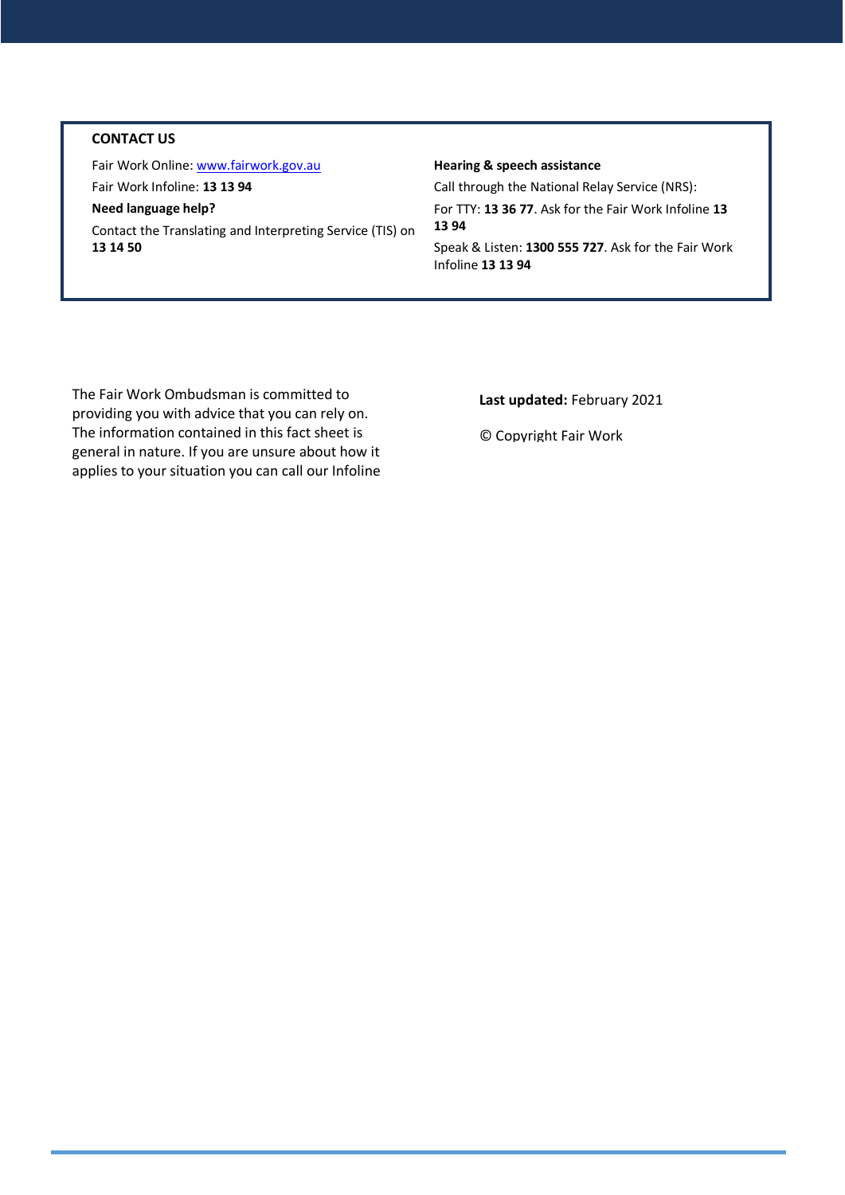## CONTACT US

Fair Work Online: [www.fairwork.gov.au](http://www.fairwork.gov.au)

Fair Work Infoline: **13 13 94**

**Need language help?**

Contact the Translating and Interpreting Service (TIS) on **13 14 50**

**Hearing & speech assistance**

Call through the National Relay Service (NRS):

For TTY: **13 36 77**. Ask for the Fair Work Infoline **13 13 94**

Speak & Listen: **1300 555 727**. Ask for the Fair Work Infoline **13 13 94**

The Fair Work Ombudsman is committed to providing you with advice that you can rely on. The information contained in this fact sheet is general in nature. If you are unsure about how it applies to your situation you can call our Infoline

**Last updated:** February 2021

© Copyright Fair Work